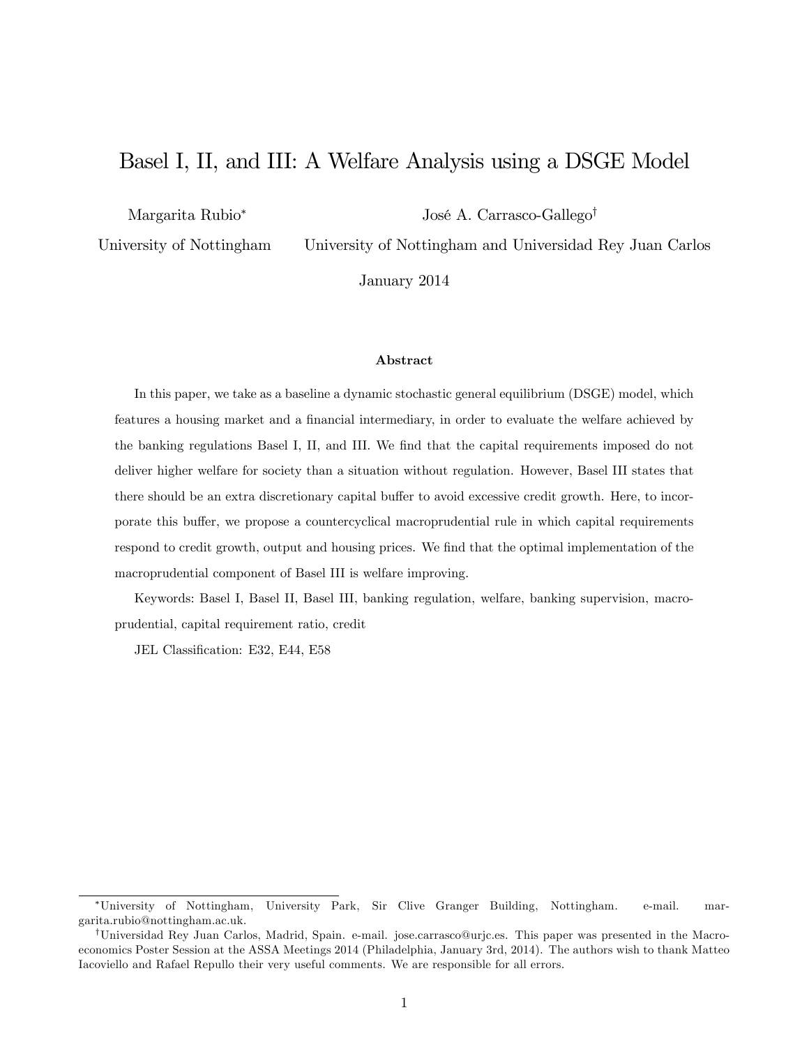# Basel I, II, and III: A Welfare Analysis using a DSGE Model

Margarita Rubio*
University of Nottingham

José A. Carrasco-Gallego†
University of Nottingham and Universidad Rey Juan Carlos

January 2014

## Abstract

In this paper, we take as a baseline a dynamic stochastic general equilibrium (DSGE) model, which features a housing market and a financial intermediary, in order to evaluate the welfare achieved by the banking regulations Basel I, II, and III. We find that the capital requirements imposed do not deliver higher welfare for society than a situation without regulation. However, Basel III states that there should be an extra discretionary capital buffer to avoid excessive credit growth. Here, to incorporate this buffer, we propose a countercyclical macroprudential rule in which capital requirements respond to credit growth, output and housing prices. We find that the optimal implementation of the macroprudential component of Basel III is welfare improving.

Keywords: Basel I, Basel II, Basel III, banking regulation, welfare, banking supervision, macroprudential, capital requirement ratio, credit

JEL Classification: E32, E44, E58

---

*University of Nottingham, University Park, Sir Clive Granger Building, Nottingham. e-mail. margarita.rubio@nottingham.ac.uk.

†Universidad Rey Juan Carlos, Madrid, Spain. e-mail. jose.carrasco@urjc.es. This paper was presented in the Macroeconomics Poster Session at the ASSA Meetings 2014 (Philadelphia, January 3rd, 2014). The authors wish to thank Matteo Iacoviello and Rafael Repullo their very useful comments. We are responsible for all errors.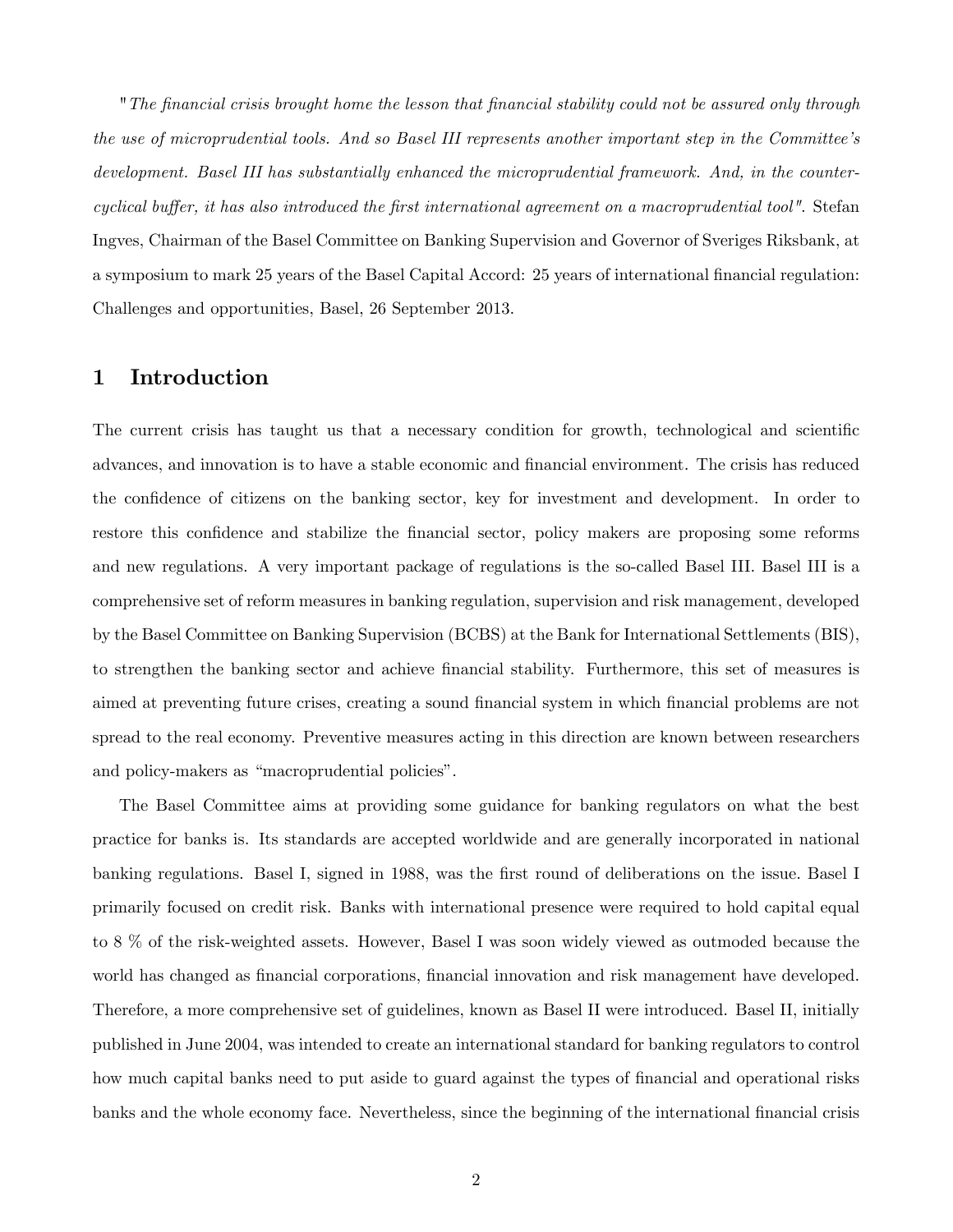*"The financial crisis brought home the lesson that financial stability could not be assured only through the use of microprudential tools. And so Basel III represents another important step in the Committee's development. Basel III has substantially enhanced the microprudential framework. And, in the countercyclical buffer, it has also introduced the first international agreement on a macroprudential tool"*. Stefan Ingves, Chairman of the Basel Committee on Banking Supervision and Governor of Sveriges Riksbank, at a symposium to mark 25 years of the Basel Capital Accord: 25 years of international financial regulation: Challenges and opportunities, Basel, 26 September 2013.

## 1 Introduction

The current crisis has taught us that a necessary condition for growth, technological and scientific advances, and innovation is to have a stable economic and financial environment. The crisis has reduced the confidence of citizens on the banking sector, key for investment and development. In order to restore this confidence and stabilize the financial sector, policy makers are proposing some reforms and new regulations. A very important package of regulations is the so-called Basel III. Basel III is a comprehensive set of reform measures in banking regulation, supervision and risk management, developed by the Basel Committee on Banking Supervision (BCBS) at the Bank for International Settlements (BIS), to strengthen the banking sector and achieve financial stability. Furthermore, this set of measures is aimed at preventing future crises, creating a sound financial system in which financial problems are not spread to the real economy. Preventive measures acting in this direction are known between researchers and policy-makers as "macroprudential policies".

The Basel Committee aims at providing some guidance for banking regulators on what the best practice for banks is. Its standards are accepted worldwide and are generally incorporated in national banking regulations. Basel I, signed in 1988, was the first round of deliberations on the issue. Basel I primarily focused on credit risk. Banks with international presence were required to hold capital equal to 8 % of the risk-weighted assets. However, Basel I was soon widely viewed as outmoded because the world has changed as financial corporations, financial innovation and risk management have developed. Therefore, a more comprehensive set of guidelines, known as Basel II were introduced. Basel II, initially published in June 2004, was intended to create an international standard for banking regulators to control how much capital banks need to put aside to guard against the types of financial and operational risks banks and the whole economy face. Nevertheless, since the beginning of the international financial crisis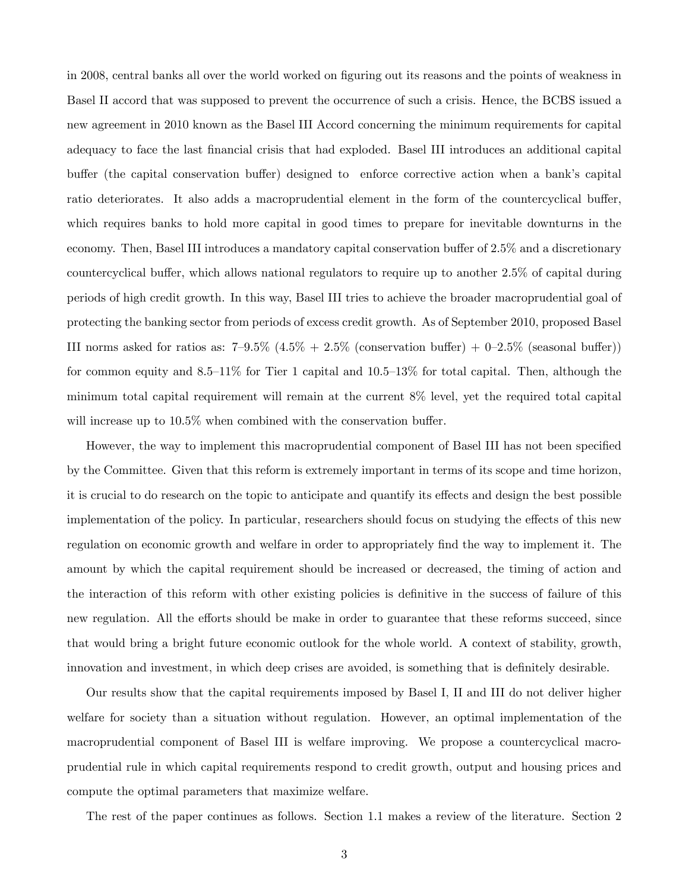in 2008, central banks all over the world worked on figuring out its reasons and the points of weakness in Basel II accord that was supposed to prevent the occurrence of such a crisis. Hence, the BCBS issued a new agreement in 2010 known as the Basel III Accord concerning the minimum requirements for capital adequacy to face the last financial crisis that had exploded. Basel III introduces an additional capital buffer (the capital conservation buffer) designed to enforce corrective action when a bank's capital ratio deteriorates. It also adds a macroprudential element in the form of the countercyclical buffer, which requires banks to hold more capital in good times to prepare for inevitable downturns in the economy. Then, Basel III introduces a mandatory capital conservation buffer of 2.5% and a discretionary countercyclical buffer, which allows national regulators to require up to another 2.5% of capital during periods of high credit growth. In this way, Basel III tries to achieve the broader macroprudential goal of protecting the banking sector from periods of excess credit growth. As of September 2010, proposed Basel III norms asked for ratios as: 7–9.5% (4.5% + 2.5% (conservation buffer) + 0–2.5% (seasonal buffer)) for common equity and 8.5–11% for Tier 1 capital and 10.5–13% for total capital. Then, although the minimum total capital requirement will remain at the current 8% level, yet the required total capital will increase up to 10.5% when combined with the conservation buffer.

However, the way to implement this macroprudential component of Basel III has not been specified by the Committee. Given that this reform is extremely important in terms of its scope and time horizon, it is crucial to do research on the topic to anticipate and quantify its effects and design the best possible implementation of the policy. In particular, researchers should focus on studying the effects of this new regulation on economic growth and welfare in order to appropriately find the way to implement it. The amount by which the capital requirement should be increased or decreased, the timing of action and the interaction of this reform with other existing policies is definitive in the success of failure of this new regulation. All the efforts should be make in order to guarantee that these reforms succeed, since that would bring a bright future economic outlook for the whole world. A context of stability, growth, innovation and investment, in which deep crises are avoided, is something that is definitely desirable.

Our results show that the capital requirements imposed by Basel I, II and III do not deliver higher welfare for society than a situation without regulation. However, an optimal implementation of the macroprudential component of Basel III is welfare improving. We propose a countercyclical macroprudential rule in which capital requirements respond to credit growth, output and housing prices and compute the optimal parameters that maximize welfare.

The rest of the paper continues as follows. Section 1.1 makes a review of the literature. Section 2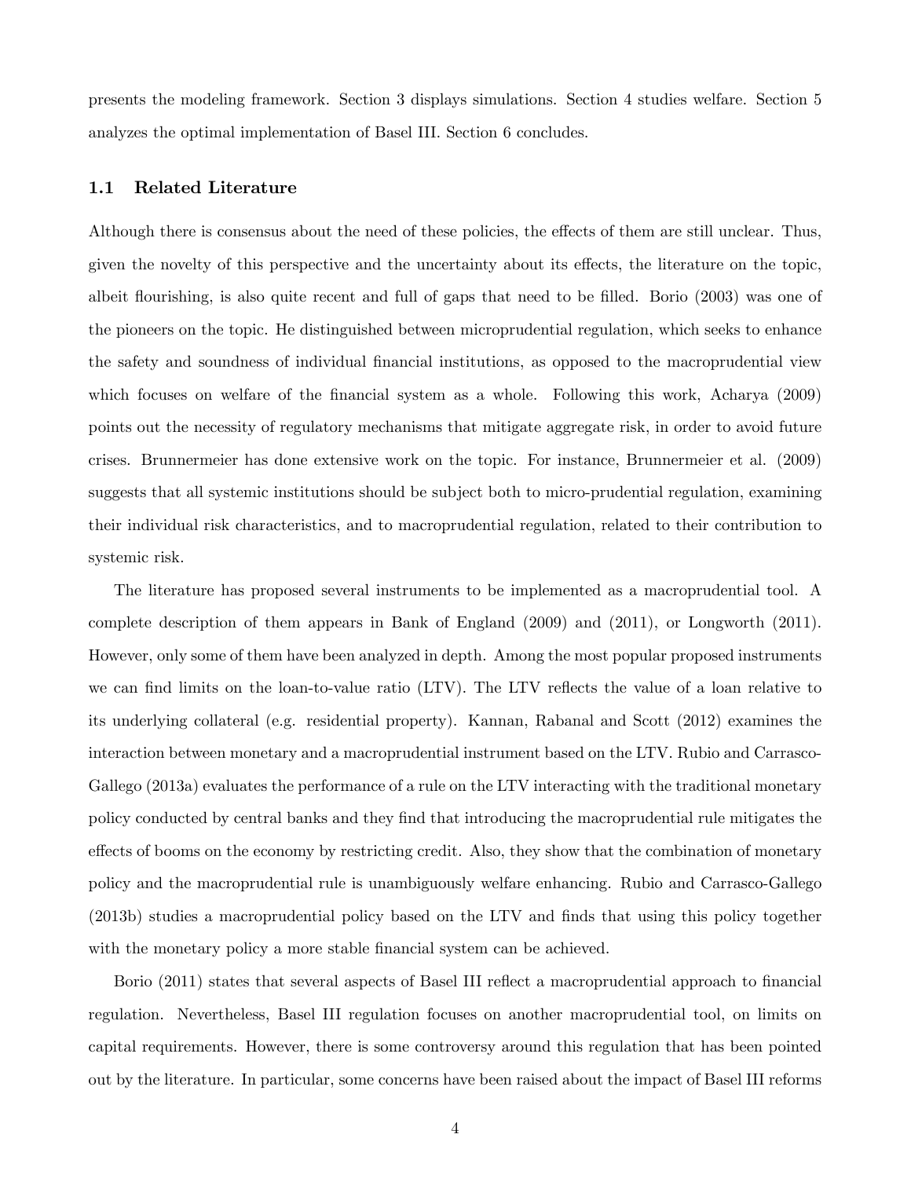presents the modeling framework. Section 3 displays simulations. Section 4 studies welfare. Section 5 analyzes the optimal implementation of Basel III. Section 6 concludes.

### 1.1 Related Literature

Although there is consensus about the need of these policies, the effects of them are still unclear. Thus, given the novelty of this perspective and the uncertainty about its effects, the literature on the topic, albeit flourishing, is also quite recent and full of gaps that need to be filled. Borio (2003) was one of the pioneers on the topic. He distinguished between microprudential regulation, which seeks to enhance the safety and soundness of individual financial institutions, as opposed to the macroprudential view which focuses on welfare of the financial system as a whole. Following this work, Acharya (2009) points out the necessity of regulatory mechanisms that mitigate aggregate risk, in order to avoid future crises. Brunnermeier has done extensive work on the topic. For instance, Brunnermeier et al. (2009) suggests that all systemic institutions should be subject both to micro-prudential regulation, examining their individual risk characteristics, and to macroprudential regulation, related to their contribution to systemic risk.

The literature has proposed several instruments to be implemented as a macroprudential tool. A complete description of them appears in Bank of England (2009) and (2011), or Longworth (2011). However, only some of them have been analyzed in depth. Among the most popular proposed instruments we can find limits on the loan-to-value ratio (LTV). The LTV reflects the value of a loan relative to its underlying collateral (e.g. residential property). Kannan, Rabanal and Scott (2012) examines the interaction between monetary and a macroprudential instrument based on the LTV. Rubio and Carrasco-Gallego (2013a) evaluates the performance of a rule on the LTV interacting with the traditional monetary policy conducted by central banks and they find that introducing the macroprudential rule mitigates the effects of booms on the economy by restricting credit. Also, they show that the combination of monetary policy and the macroprudential rule is unambiguously welfare enhancing. Rubio and Carrasco-Gallego (2013b) studies a macroprudential policy based on the LTV and finds that using this policy together with the monetary policy a more stable financial system can be achieved.

Borio (2011) states that several aspects of Basel III reflect a macroprudential approach to financial regulation. Nevertheless, Basel III regulation focuses on another macroprudential tool, on limits on capital requirements. However, there is some controversy around this regulation that has been pointed out by the literature. In particular, some concerns have been raised about the impact of Basel III reforms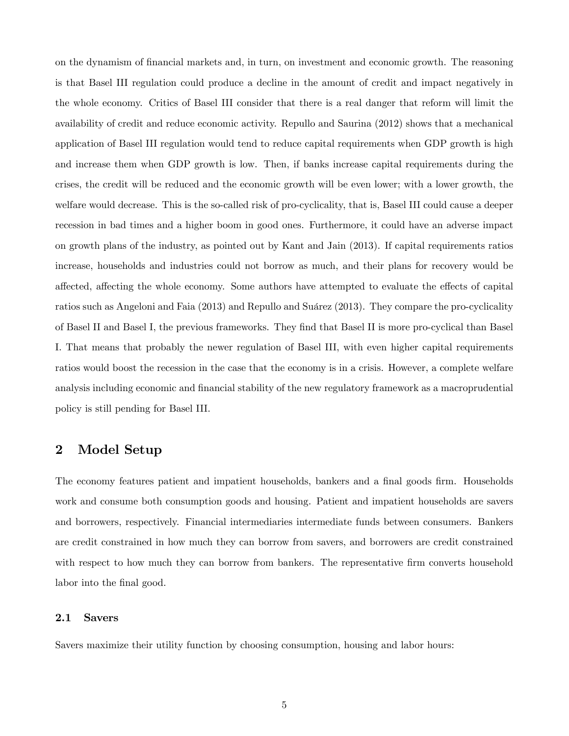on the dynamism of financial markets and, in turn, on investment and economic growth. The reasoning is that Basel III regulation could produce a decline in the amount of credit and impact negatively in the whole economy. Critics of Basel III consider that there is a real danger that reform will limit the availability of credit and reduce economic activity. Repullo and Saurina (2012) shows that a mechanical application of Basel III regulation would tend to reduce capital requirements when GDP growth is high and increase them when GDP growth is low. Then, if banks increase capital requirements during the crises, the credit will be reduced and the economic growth will be even lower; with a lower growth, the welfare would decrease. This is the so-called risk of pro-cyclicality, that is, Basel III could cause a deeper recession in bad times and a higher boom in good ones. Furthermore, it could have an adverse impact on growth plans of the industry, as pointed out by Kant and Jain (2013). If capital requirements ratios increase, households and industries could not borrow as much, and their plans for recovery would be affected, affecting the whole economy. Some authors have attempted to evaluate the effects of capital ratios such as Angeloni and Faia (2013) and Repullo and Suárez (2013). They compare the pro-cyclicality of Basel II and Basel I, the previous frameworks. They find that Basel II is more pro-cyclical than Basel I. That means that probably the newer regulation of Basel III, with even higher capital requirements ratios would boost the recession in the case that the economy is in a crisis. However, a complete welfare analysis including economic and financial stability of the new regulatory framework as a macroprudential policy is still pending for Basel III.

## 2 Model Setup

The economy features patient and impatient households, bankers and a final goods firm. Households work and consume both consumption goods and housing. Patient and impatient households are savers and borrowers, respectively. Financial intermediaries intermediate funds between consumers. Bankers are credit constrained in how much they can borrow from savers, and borrowers are credit constrained with respect to how much they can borrow from bankers. The representative firm converts household labor into the final good.

### 2.1 Savers

Savers maximize their utility function by choosing consumption, housing and labor hours: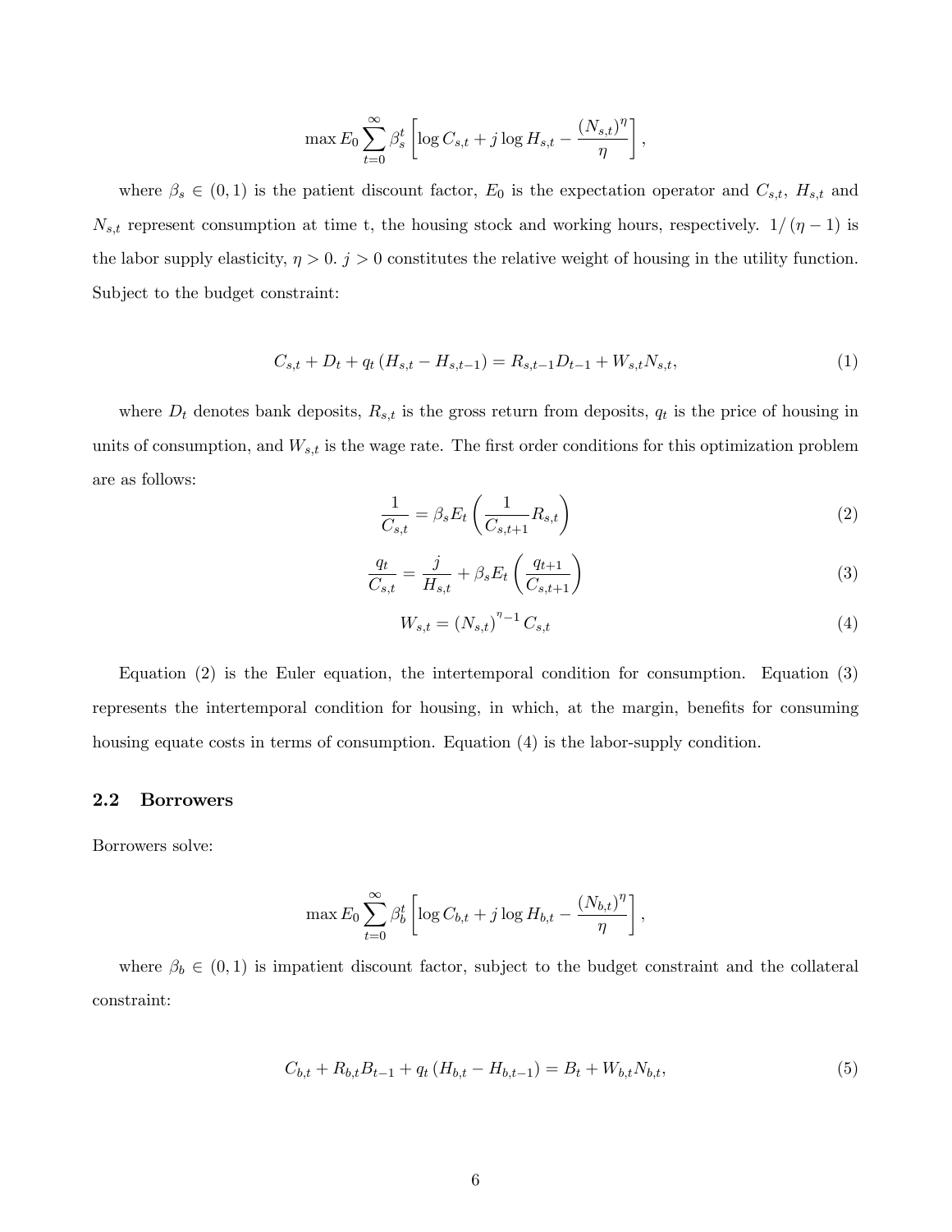$$\max E_0 \sum_{t=0}^{\infty} \beta_s^t \left[ \log C_{s,t} + j \log H_{s,t} - \frac{(N_{s,t})^{\eta}}{\eta} \right],$$

where $\beta_s \in (0,1)$ is the patient discount factor, $E_0$ is the expectation operator and $C_{s,t}$, $H_{s,t}$ and $N_{s,t}$ represent consumption at time t, the housing stock and working hours, respectively. $1/(\eta - 1)$ is the labor supply elasticity, $\eta > 0$. $j > 0$ constitutes the relative weight of housing in the utility function. Subject to the budget constraint:

$$C_{s,t} + D_t + q_t \left( H_{s,t} - H_{s,t-1} \right) = R_{s,t-1} D_{t-1} + W_{s,t} N_{s,t}, \tag{1}$$

where $D_t$ denotes bank deposits, $R_{s,t}$ is the gross return from deposits, $q_t$ is the price of housing in units of consumption, and $W_{s,t}$ is the wage rate. The first order conditions for this optimization problem are as follows:

$$\frac{1}{C_{s,t}} = \beta_s E_t \left( \frac{1}{C_{s,t+1}} R_{s,t} \right) \tag{2}$$

$$\frac{q_t}{C_{s,t}} = \frac{j}{H_{s,t}} + \beta_s E_t \left( \frac{q_{t+1}}{C_{s,t+1}} \right) \tag{3}$$

$$W_{s,t} = \left( N_{s,t} \right)^{\eta - 1} C_{s,t} \tag{4}$$

Equation (2) is the Euler equation, the intertemporal condition for consumption. Equation (3) represents the intertemporal condition for housing, in which, at the margin, benefits for consuming housing equate costs in terms of consumption. Equation (4) is the labor-supply condition.

## 2.2 Borrowers

Borrowers solve:

$$\max E_0 \sum_{t=0}^{\infty} \beta_b^t \left[ \log C_{b,t} + j \log H_{b,t} - \frac{(N_{b,t})^{\eta}}{\eta} \right],$$

where $\beta_b \in (0,1)$ is impatient discount factor, subject to the budget constraint and the collateral constraint:

$$C_{b,t} + R_{b,t} B_{t-1} + q_t \left( H_{b,t} - H_{b,t-1} \right) = B_t + W_{b,t} N_{b,t}, \tag{5}$$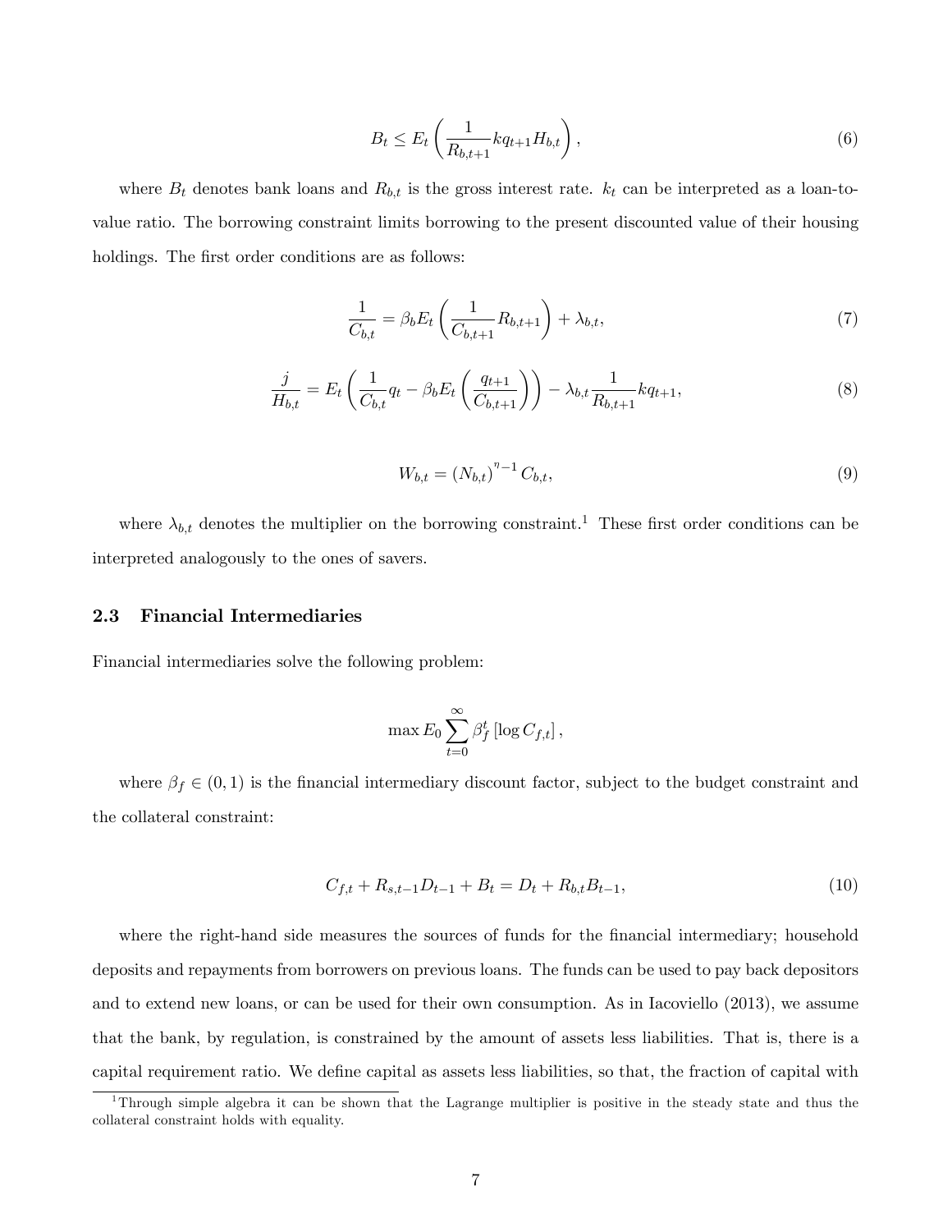$$B_t \leq E_t \left( \frac{1}{R_{b,t+1}} k q_{t+1} H_{b,t} \right), \tag{6}$$

where $B_t$ denotes bank loans and $R_{b,t}$ is the gross interest rate. $k_t$ can be interpreted as a loan-to-value ratio. The borrowing constraint limits borrowing to the present discounted value of their housing holdings. The first order conditions are as follows:

$$\frac{1}{C_{b,t}} = \beta_b E_t \left( \frac{1}{C_{b,t+1}} R_{b,t+1} \right) + \lambda_{b,t}, \tag{7}$$

$$\frac{j}{H_{b,t}} = E_t \left( \frac{1}{C_{b,t}} q_t - \beta_b E_t \left( \frac{q_{t+1}}{C_{b,t+1}} \right) \right) - \lambda_{b,t} \frac{1}{R_{b,t+1}} k q_{t+1}, \tag{8}$$

$$W_{b,t} = \left(N_{b,t}\right)^{\eta - 1} C_{b,t}, \tag{9}$$

where $\lambda_{b,t}$ denotes the multiplier on the borrowing constraint.[1] These first order conditions can be interpreted analogously to the ones of savers.

### 2.3 Financial Intermediaries

Financial intermediaries solve the following problem:

$$\max E_0 \sum_{t=0}^{\infty} \beta_f^t \left[ \log C_{f,t} \right],$$

where $\beta_f \in (0, 1)$ is the financial intermediary discount factor, subject to the budget constraint and the collateral constraint:

$$C_{f,t} + R_{s,t-1} D_{t-1} + B_t = D_t + R_{b,t} B_{t-1}, \tag{10}$$

where the right-hand side measures the sources of funds for the financial intermediary; household deposits and repayments from borrowers on previous loans. The funds can be used to pay back depositors and to extend new loans, or can be used for their own consumption. As in Iacoviello (2013), we assume that the bank, by regulation, is constrained by the amount of assets less liabilities. That is, there is a capital requirement ratio. We define capital as assets less liabilities, so that, the fraction of capital with

[1] Through simple algebra it can be shown that the Lagrange multiplier is positive in the steady state and thus the collateral constraint holds with equality.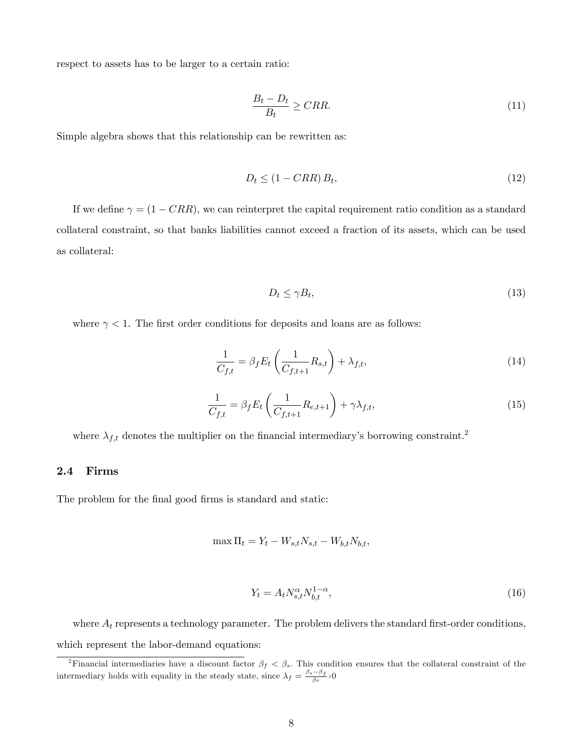respect to assets has to be larger to a certain ratio:

$$\frac{B_t - D_t}{B_t} \geq CRR. \tag{11}$$

Simple algebra shows that this relationship can be rewritten as:

$$D_t \leq (1 - CRR) B_t, \tag{12}$$

If we define $\gamma = (1 - CRR)$, we can reinterpret the capital requirement ratio condition as a standard collateral constraint, so that banks liabilities cannot exceed a fraction of its assets, which can be used as collateral:

$$D_t \leq \gamma B_t, \tag{13}$$

where $\gamma < 1$. The first order conditions for deposits and loans are as follows:

$$\frac{1}{C_{f,t}} = \beta_f E_t \left( \frac{1}{C_{f,t+1}} R_{s,t} \right) + \lambda_{f,t}, \tag{14}$$

$$\frac{1}{C_{f,t}} = \beta_f E_t \left( \frac{1}{C_{f,t+1}} R_{e,t+1} \right) + \gamma \lambda_{f,t}, \tag{15}$$

where $\lambda_{f,t}$ denotes the multiplier on the financial intermediary's borrowing constraint.[2]

### 2.4 Firms

The problem for the final good firms is standard and static:

$$\max \Pi_t = Y_t - W_{s,t} N_{s,t} - W_{b,t} N_{b,t},$$

$$Y_t = A_t N_{s,t}^{\alpha} N_{b,t}^{1-\alpha}, \tag{16}$$

where $A_t$ represents a technology parameter. The problem delivers the standard first-order conditions, which represent the labor-demand equations:

[2] Financial intermediaries have a discount factor $\beta_f < \beta_s$. This condition ensures that the collateral constraint of the intermediary holds with equality in the steady state, since $\lambda_f = \frac{\beta_s - \beta_f}{\beta_s} > 0$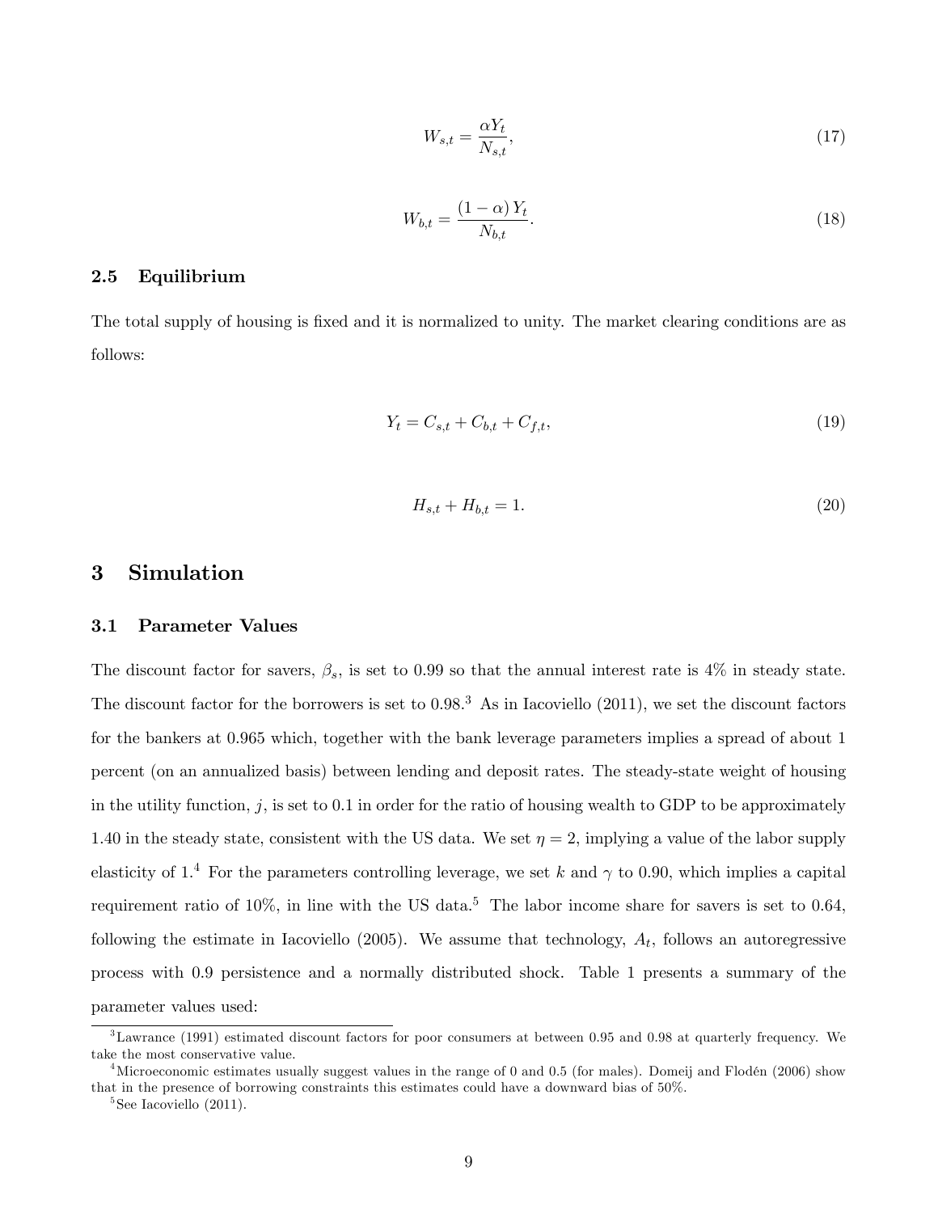$$W_{s,t} = \frac{\alpha Y_t}{N_{s,t}}, \tag{17}$$

$$W_{b,t} = \frac{(1-\alpha) Y_t}{N_{b,t}}. \tag{18}$$

### 2.5 Equilibrium

The total supply of housing is fixed and it is normalized to unity. The market clearing conditions are as follows:

$$Y_t = C_{s,t} + C_{b,t} + C_{f,t}, \tag{19}$$

$$H_{s,t} + H_{b,t} = 1. \tag{20}$$

## 3 Simulation

### 3.1 Parameter Values

The discount factor for savers, $\beta_s$, is set to 0.99 so that the annual interest rate is 4% in steady state. The discount factor for the borrowers is set to 0.98.[3] As in Iacoviello (2011), we set the discount factors for the bankers at 0.965 which, together with the bank leverage parameters implies a spread of about 1 percent (on an annualized basis) between lending and deposit rates. The steady-state weight of housing in the utility function, $j$, is set to 0.1 in order for the ratio of housing wealth to GDP to be approximately 1.40 in the steady state, consistent with the US data. We set $\eta = 2$, implying a value of the labor supply elasticity of 1.[4] For the parameters controlling leverage, we set $k$ and $\gamma$ to 0.90, which implies a capital requirement ratio of 10%, in line with the US data.[5] The labor income share for savers is set to 0.64, following the estimate in Iacoviello (2005). We assume that technology, $A_t$, follows an autoregressive process with 0.9 persistence and a normally distributed shock. Table 1 presents a summary of the parameter values used:

[3] Lawrance (1991) estimated discount factors for poor consumers at between 0.95 and 0.98 at quarterly frequency. We take the most conservative value.

[4] Microeconomic estimates usually suggest values in the range of 0 and 0.5 (for males). Domeij and Flodén (2006) show that in the presence of borrowing constraints this estimates could have a downward bias of 50%.

[5] See Iacoviello (2011).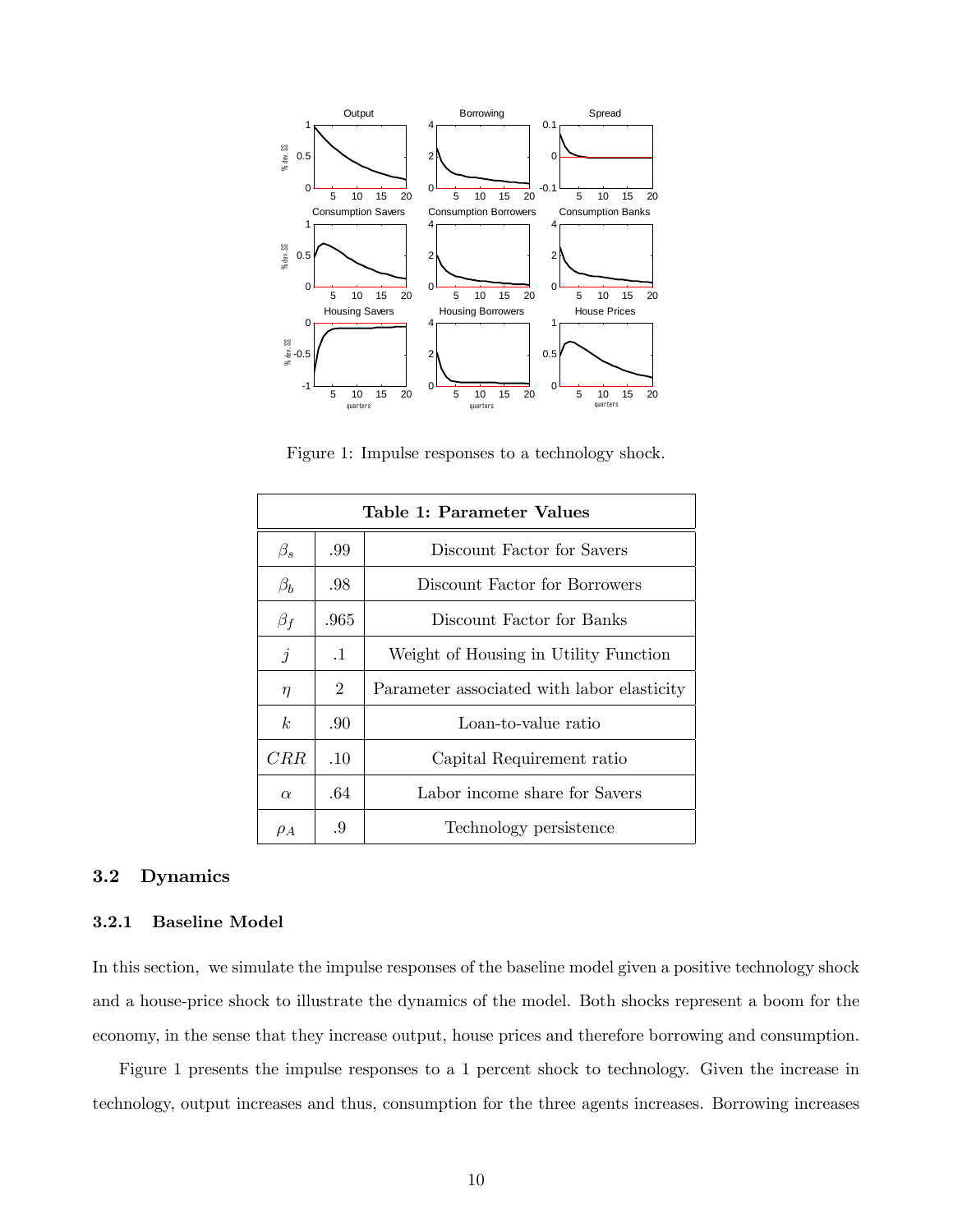Figure 1: Impulse responses to a technology shock.

| Table 1: Parameter Values | | |
|---|---|---|
| $\beta_s$ | .99 | Discount Factor for Savers |
| $\beta_b$ | .98 | Discount Factor for Borrowers |
| $\beta_f$ | .965 | Discount Factor for Banks |
| $j$ | .1 | Weight of Housing in Utility Function |
| $\eta$ | 2 | Parameter associated with labor elasticity |
| $k$ | .90 | Loan-to-value ratio |
| $CRR$ | .10 | Capital Requirement ratio |
| $\alpha$ | .64 | Labor income share for Savers |
| $\rho_A$ | .9 | Technology persistence |

## 3.2 Dynamics

### 3.2.1 Baseline Model

In this section, we simulate the impulse responses of the baseline model given a positive technology shock and a house-price shock to illustrate the dynamics of the model. Both shocks represent a boom for the economy, in the sense that they increase output, house prices and therefore borrowing and consumption.

Figure 1 presents the impulse responses to a 1 percent shock to technology. Given the increase in technology, output increases and thus, consumption for the three agents increases. Borrowing increases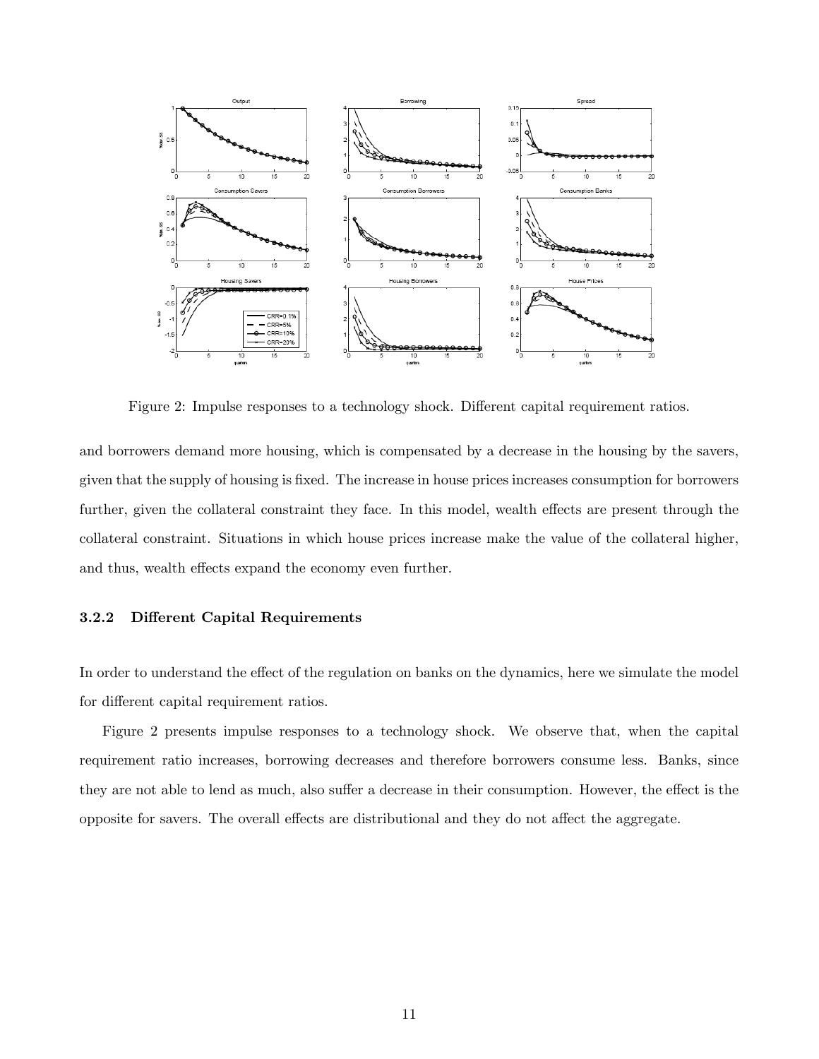Figure 2: Impulse responses to a technology shock. Different capital requirement ratios.

and borrowers demand more housing, which is compensated by a decrease in the housing by the savers, given that the supply of housing is fixed. The increase in house prices increases consumption for borrowers further, given the collateral constraint they face. In this model, wealth effects are present through the collateral constraint. Situations in which house prices increase make the value of the collateral higher, and thus, wealth effects expand the economy even further.

### 3.2.2 Different Capital Requirements

In order to understand the effect of the regulation on banks on the dynamics, here we simulate the model for different capital requirement ratios.

Figure 2 presents impulse responses to a technology shock. We observe that, when the capital requirement ratio increases, borrowing decreases and therefore borrowers consume less. Banks, since they are not able to lend as much, also suffer a decrease in their consumption. However, the effect is the opposite for savers. The overall effects are distributional and they do not affect the aggregate.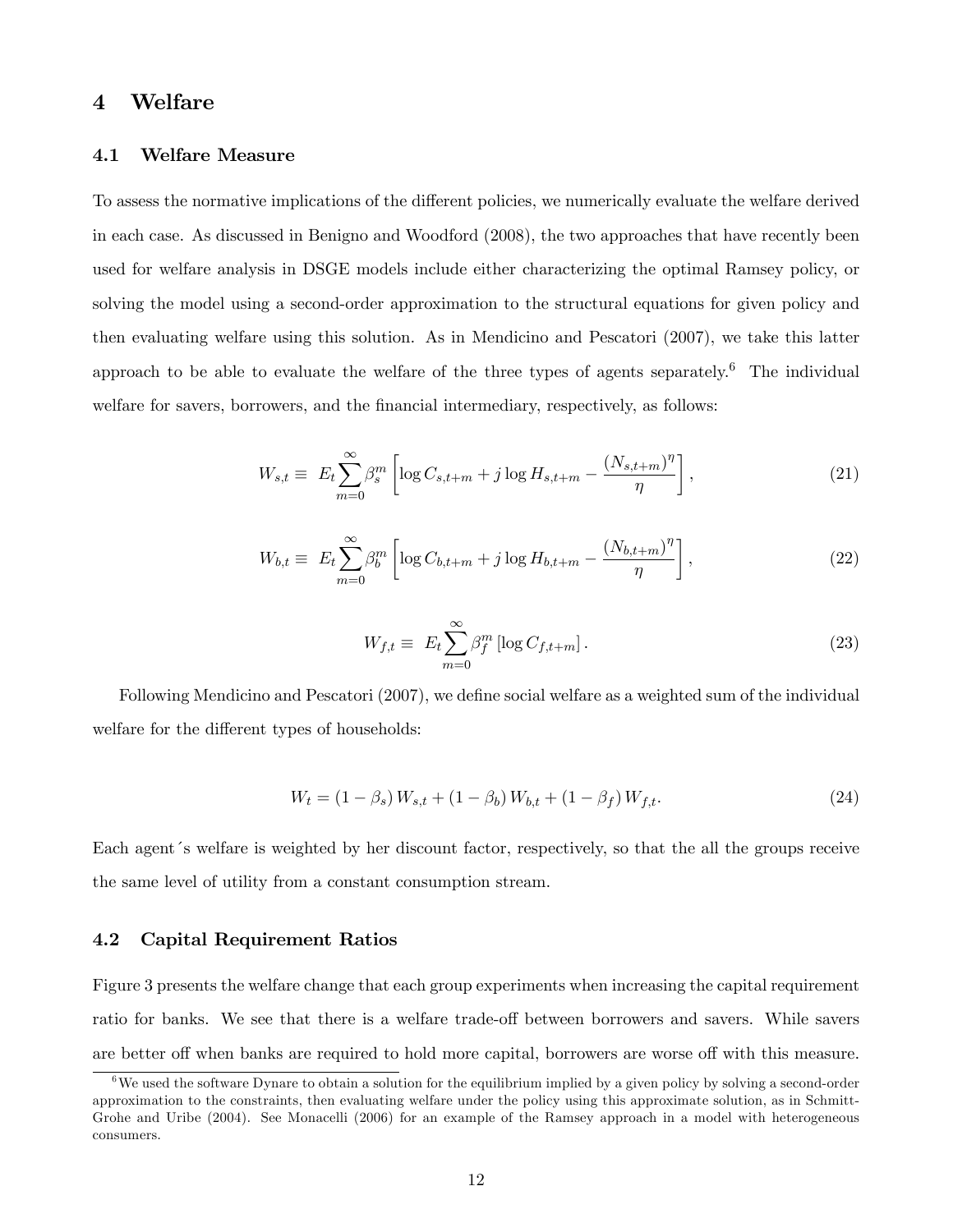# 4 Welfare

## 4.1 Welfare Measure

To assess the normative implications of the different policies, we numerically evaluate the welfare derived in each case. As discussed in Benigno and Woodford (2008), the two approaches that have recently been used for welfare analysis in DSGE models include either characterizing the optimal Ramsey policy, or solving the model using a second-order approximation to the structural equations for given policy and then evaluating welfare using this solution. As in Mendicino and Pescatori (2007), we take this latter approach to be able to evaluate the welfare of the three types of agents separately.[6] The individual welfare for savers, borrowers, and the financial intermediary, respectively, as follows:

$$W_{s,t} \equiv E_t \sum_{m=0}^{\infty} \beta_s^m \left[ \log C_{s,t+m} + j \log H_{s,t+m} - \frac{(N_{s,t+m})^{\eta}}{\eta} \right], \tag{21}$$

$$W_{b,t} \equiv E_t \sum_{m=0}^{\infty} \beta_b^m \left[ \log C_{b,t+m} + j \log H_{b,t+m} - \frac{(N_{b,t+m})^{\eta}}{\eta} \right], \tag{22}$$

$$W_{f,t} \equiv E_t \sum_{m=0}^{\infty} \beta_f^m \left[ \log C_{f,t+m} \right]. \tag{23}$$

Following Mendicino and Pescatori (2007), we define social welfare as a weighted sum of the individual welfare for the different types of households:

$$W_t = (1 - \beta_s) W_{s,t} + (1 - \beta_b) W_{b,t} + (1 - \beta_f) W_{f,t}. \tag{24}$$

Each agent´s welfare is weighted by her discount factor, respectively, so that the all the groups receive the same level of utility from a constant consumption stream.

## 4.2 Capital Requirement Ratios

Figure 3 presents the welfare change that each group experiments when increasing the capital requirement ratio for banks. We see that there is a welfare trade-off between borrowers and savers. While savers are better off when banks are required to hold more capital, borrowers are worse off with this measure.

[6] We used the software Dynare to obtain a solution for the equilibrium implied by a given policy by solving a second-order approximation to the constraints, then evaluating welfare under the policy using this approximate solution, as in Schmitt-Grohe and Uribe (2004). See Monacelli (2006) for an example of the Ramsey approach in a model with heterogeneous consumers.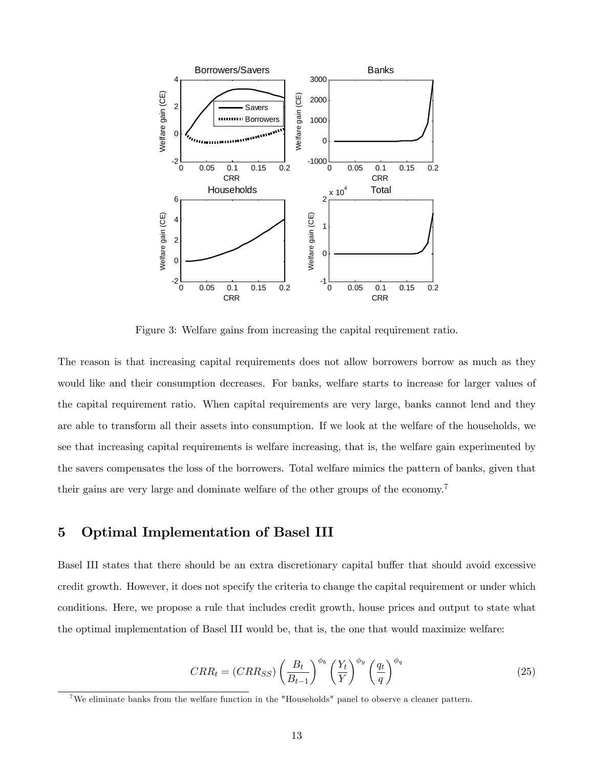Figure 3: Welfare gains from increasing the capital requirement ratio.

The reason is that increasing capital requirements does not allow borrowers borrow as much as they would like and their consumption decreases. For banks, welfare starts to increase for larger values of the capital requirement ratio. When capital requirements are very large, banks cannot lend and they are able to transform all their assets into consumption. If we look at the welfare of the households, we see that increasing capital requirements is welfare increasing, that is, the welfare gain experimented by the savers compensates the loss of the borrowers. Total welfare mimics the pattern of banks, given that their gains are very large and dominate welfare of the other groups of the economy.[7]

# 5 Optimal Implementation of Basel III

Basel III states that there should be an extra discretionary capital buffer that should avoid excessive credit growth. However, it does not specify the criteria to change the capital requirement or under which conditions. Here, we propose a rule that includes credit growth, house prices and output to state what the optimal implementation of Basel III would be, that is, the one that would maximize welfare:

$$CRR_t = (CRR_{SS}) \left( \frac{B_t}{B_{t-1}} \right)^{\phi_b} \left( \frac{Y_t}{Y} \right)^{\phi_y} \left( \frac{q_t}{q} \right)^{\phi_q} \tag{25}$$

[7] We eliminate banks from the welfare function in the "Households" panel to observe a cleaner pattern.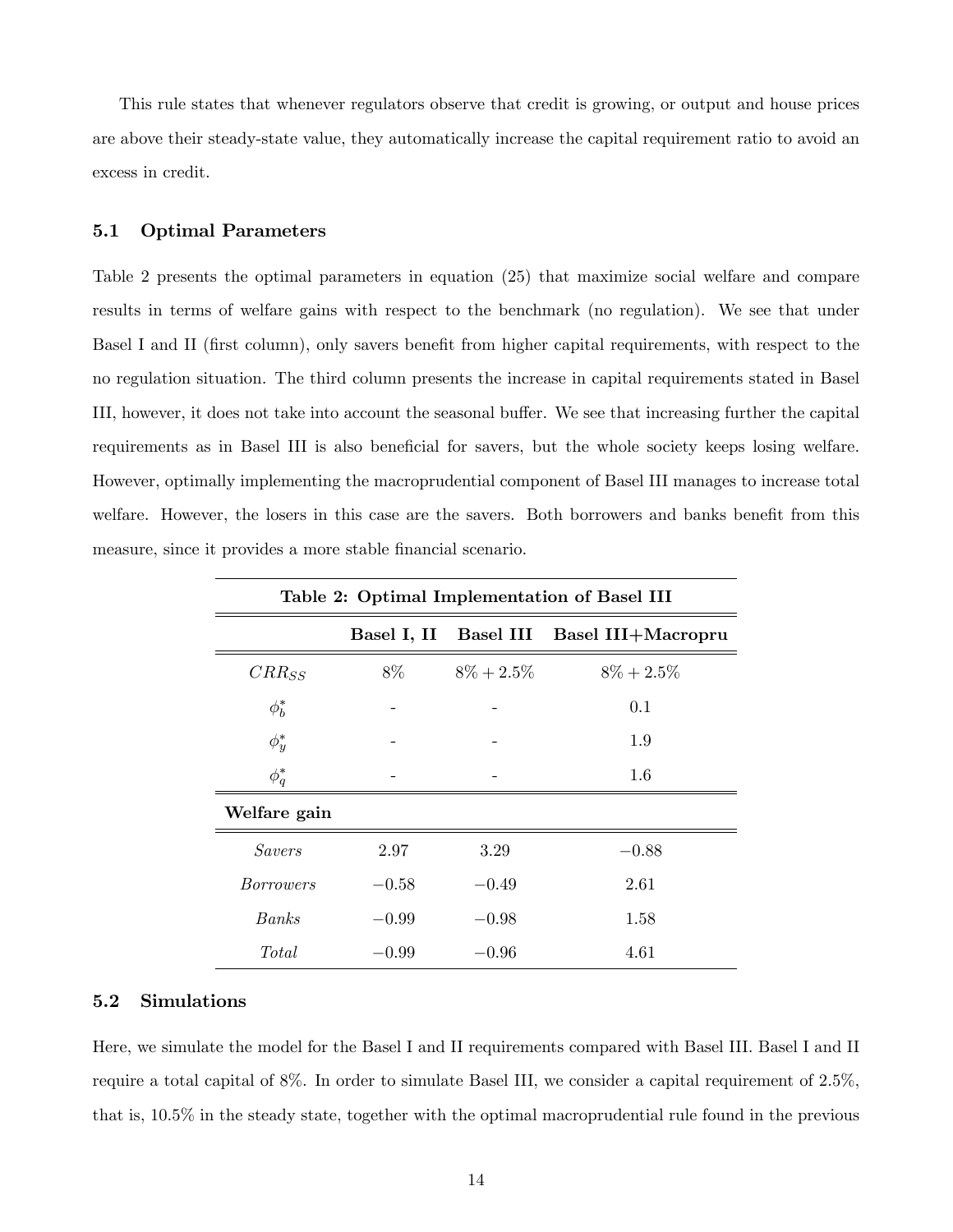This rule states that whenever regulators observe that credit is growing, or output and house prices are above their steady-state value, they automatically increase the capital requirement ratio to avoid an excess in credit.

### 5.1 Optimal Parameters

Table 2 presents the optimal parameters in equation (25) that maximize social welfare and compare results in terms of welfare gains with respect to the benchmark (no regulation). We see that under Basel I and II (first column), only savers benefit from higher capital requirements, with respect to the no regulation situation. The third column presents the increase in capital requirements stated in Basel III, however, it does not take into account the seasonal buffer. We see that increasing further the capital requirements as in Basel III is also beneficial for savers, but the whole society keeps losing welfare. However, optimally implementing the macroprudential component of Basel III manages to increase total welfare. However, the losers in this case are the savers. Both borrowers and banks benefit from this measure, since it provides a more stable financial scenario.

**Table 2: Optimal Implementation of Basel III**

| | **Basel I, II** | **Basel III** | **Basel III+Macropru** |
|---|---|---|---|
| $CRR_{SS}$ | 8% | $8\% + 2.5\%$ | $8\% + 2.5\%$ |
| $\phi_b^*$ | - | - | 0.1 |
| $\phi_y^*$ | - | - | 1.9 |
| $\phi_q^*$ | - | - | 1.6 |
| **Welfare gain** | | | |
| *Savers* | 2.97 | 3.29 | $-0.88$ |
| *Borrowers* | $-0.58$ | $-0.49$ | 2.61 |
| *Banks* | $-0.99$ | $-0.98$ | 1.58 |
| *Total* | $-0.99$ | $-0.96$ | 4.61 |

### 5.2 Simulations

Here, we simulate the model for the Basel I and II requirements compared with Basel III. Basel I and II require a total capital of 8%. In order to simulate Basel III, we consider a capital requirement of 2.5%, that is, 10.5% in the steady state, together with the optimal macroprudential rule found in the previous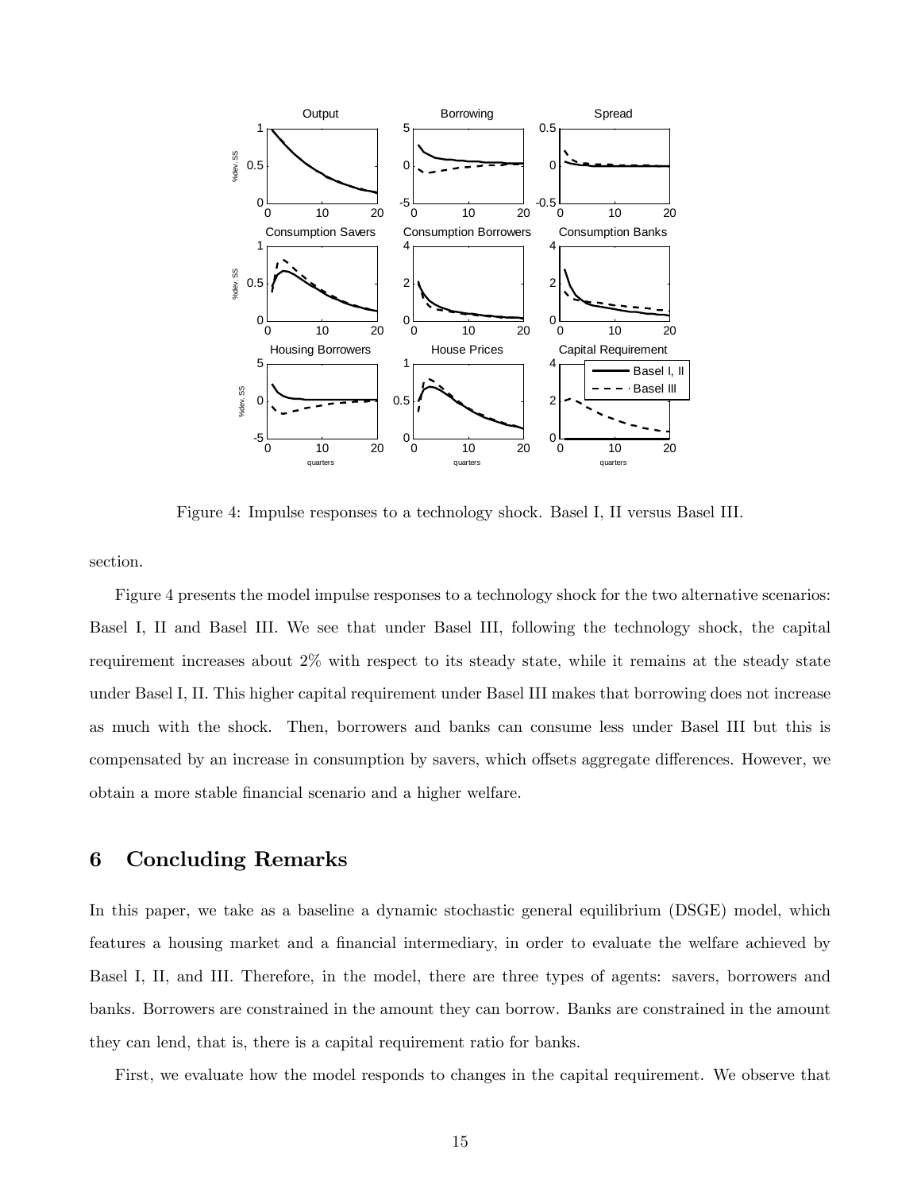Figure 4: Impulse responses to a technology shock. Basel I, II versus Basel III.

section.

Figure 4 presents the model impulse responses to a technology shock for the two alternative scenarios: Basel I, II and Basel III. We see that under Basel III, following the technology shock, the capital requirement increases about 2% with respect to its steady state, while it remains at the steady state under Basel I, II. This higher capital requirement under Basel III makes that borrowing does not increase as much with the shock. Then, borrowers and banks can consume less under Basel III but this is compensated by an increase in consumption by savers, which offsets aggregate differences. However, we obtain a more stable financial scenario and a higher welfare.

## 6 Concluding Remarks

In this paper, we take as a baseline a dynamic stochastic general equilibrium (DSGE) model, which features a housing market and a financial intermediary, in order to evaluate the welfare achieved by Basel I, II, and III. Therefore, in the model, there are three types of agents: savers, borrowers and banks. Borrowers are constrained in the amount they can borrow. Banks are constrained in the amount they can lend, that is, there is a capital requirement ratio for banks.

First, we evaluate how the model responds to changes in the capital requirement. We observe that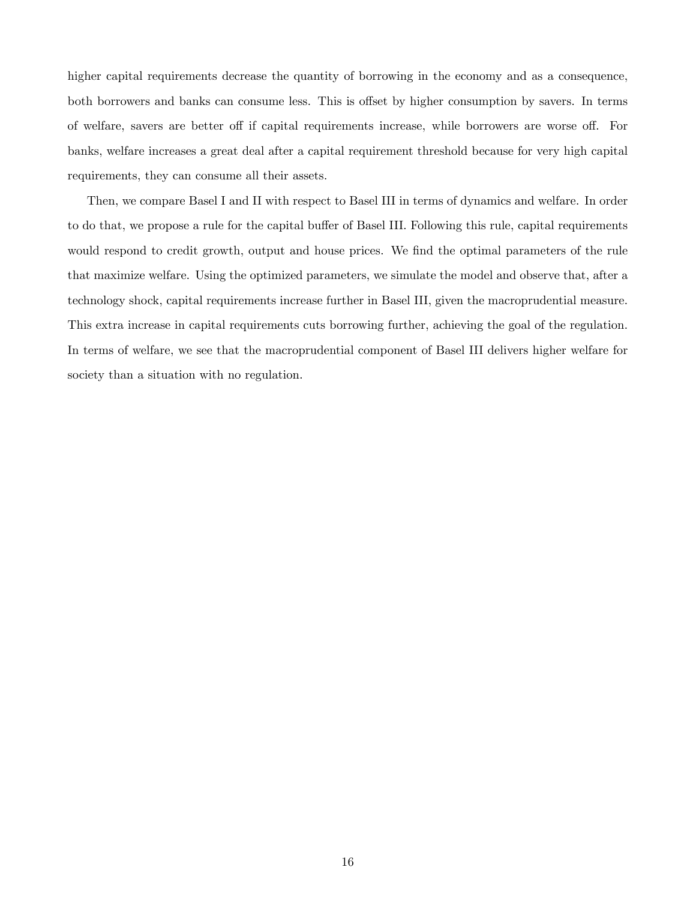higher capital requirements decrease the quantity of borrowing in the economy and as a consequence, both borrowers and banks can consume less. This is offset by higher consumption by savers. In terms of welfare, savers are better off if capital requirements increase, while borrowers are worse off. For banks, welfare increases a great deal after a capital requirement threshold because for very high capital requirements, they can consume all their assets.

Then, we compare Basel I and II with respect to Basel III in terms of dynamics and welfare. In order to do that, we propose a rule for the capital buffer of Basel III. Following this rule, capital requirements would respond to credit growth, output and house prices. We find the optimal parameters of the rule that maximize welfare. Using the optimized parameters, we simulate the model and observe that, after a technology shock, capital requirements increase further in Basel III, given the macroprudential measure. This extra increase in capital requirements cuts borrowing further, achieving the goal of the regulation. In terms of welfare, we see that the macroprudential component of Basel III delivers higher welfare for society than a situation with no regulation.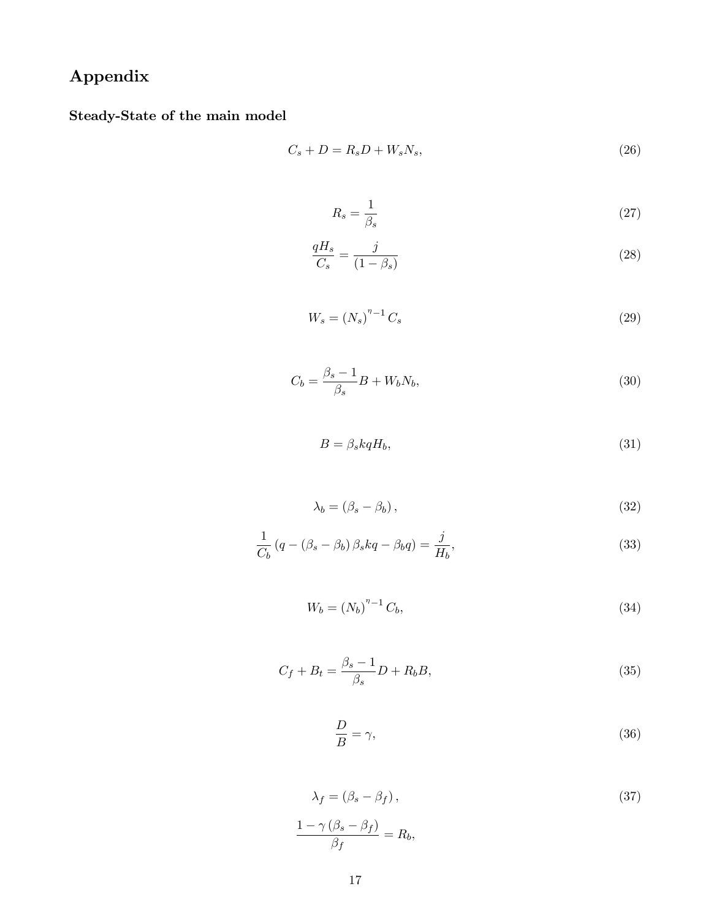# Appendix

### Steady-State of the main model

$$C_s + D = R_s D + W_s N_s, \tag{26}$$

$$R_s = \frac{1}{\beta_s} \tag{27}$$

$$\frac{qH_s}{C_s} = \frac{j}{(1-\beta_s)} \tag{28}$$

$$W_s = (N_s)^{\eta-1} C_s \tag{29}$$

$$C_b = \frac{\beta_s - 1}{\beta_s} B + W_b N_b, \tag{30}$$

$$B = \beta_s k q H_b, \tag{31}$$

$$\lambda_b = (\beta_s - \beta_b), \tag{32}$$

$$\frac{1}{C_b}\left(q - (\beta_s - \beta_b)\beta_s k q - \beta_b q\right) = \frac{j}{H_b}, \tag{33}$$

$$W_b = (N_b)^{\eta-1} C_b, \tag{34}$$

$$C_f + B_t = \frac{\beta_s - 1}{\beta_s} D + R_b B, \tag{35}$$

$$\frac{D}{B} = \gamma, \tag{36}$$

$$\lambda_f = (\beta_s - \beta_f), \tag{37}$$

$$\frac{1 - \gamma(\beta_s - \beta_f)}{\beta_f} = R_b,$$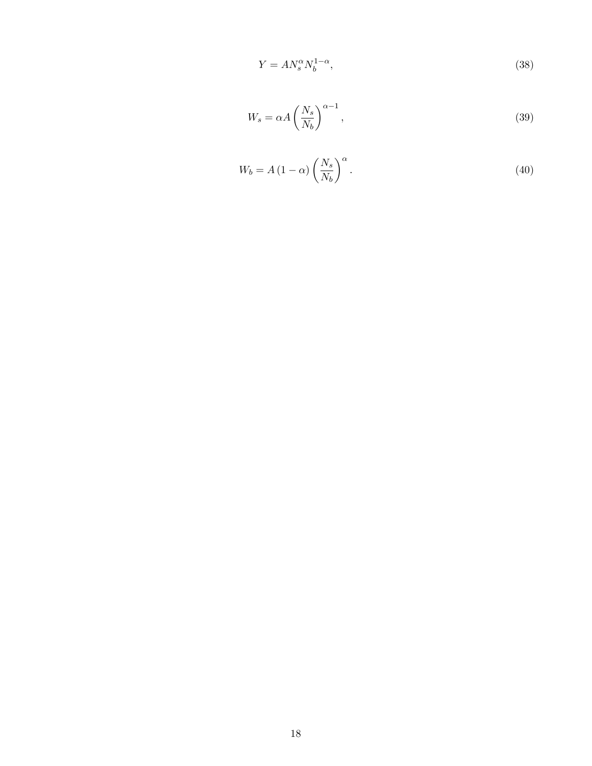$$Y = AN_s^{\alpha} N_b^{1-\alpha}, \tag{38}$$

$$W_s = \alpha A \left( \frac{N_s}{N_b} \right)^{\alpha - 1}, \tag{39}$$

$$W_b = A \left( 1 - \alpha \right) \left( \frac{N_s}{N_b} \right)^{\alpha}. \tag{40}$$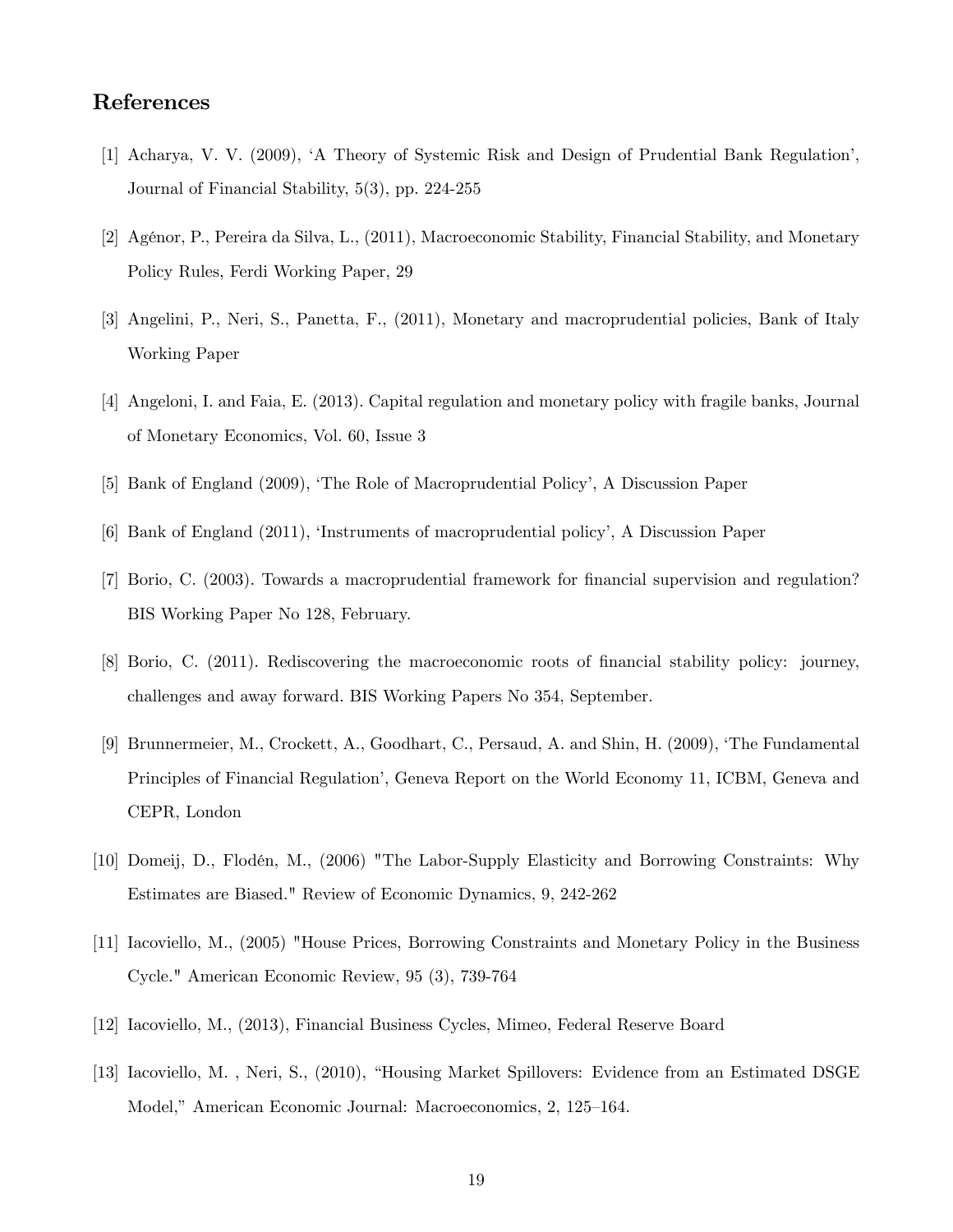## References

[1] Acharya, V. V. (2009), 'A Theory of Systemic Risk and Design of Prudential Bank Regulation', Journal of Financial Stability, 5(3), pp. 224-255

[2] Agénor, P., Pereira da Silva, L., (2011), Macroeconomic Stability, Financial Stability, and Monetary Policy Rules, Ferdi Working Paper, 29

[3] Angelini, P., Neri, S., Panetta, F., (2011), Monetary and macroprudential policies, Bank of Italy Working Paper

[4] Angeloni, I. and Faia, E. (2013). Capital regulation and monetary policy with fragile banks, Journal of Monetary Economics, Vol. 60, Issue 3

[5] Bank of England (2009), 'The Role of Macroprudential Policy', A Discussion Paper

[6] Bank of England (2011), 'Instruments of macroprudential policy', A Discussion Paper

[7] Borio, C. (2003). Towards a macroprudential framework for financial supervision and regulation? BIS Working Paper No 128, February.

[8] Borio, C. (2011). Rediscovering the macroeconomic roots of financial stability policy: journey, challenges and away forward. BIS Working Papers No 354, September.

[9] Brunnermeier, M., Crockett, A., Goodhart, C., Persaud, A. and Shin, H. (2009), 'The Fundamental Principles of Financial Regulation', Geneva Report on the World Economy 11, ICBM, Geneva and CEPR, London

[10] Domeij, D., Flodén, M., (2006) "The Labor-Supply Elasticity and Borrowing Constraints: Why Estimates are Biased." Review of Economic Dynamics, 9, 242-262

[11] Iacoviello, M., (2005) "House Prices, Borrowing Constraints and Monetary Policy in the Business Cycle." American Economic Review, 95 (3), 739-764

[12] Iacoviello, M., (2013), Financial Business Cycles, Mimeo, Federal Reserve Board

[13] Iacoviello, M. , Neri, S., (2010), "Housing Market Spillovers: Evidence from an Estimated DSGE Model," American Economic Journal: Macroeconomics, 2, 125–164.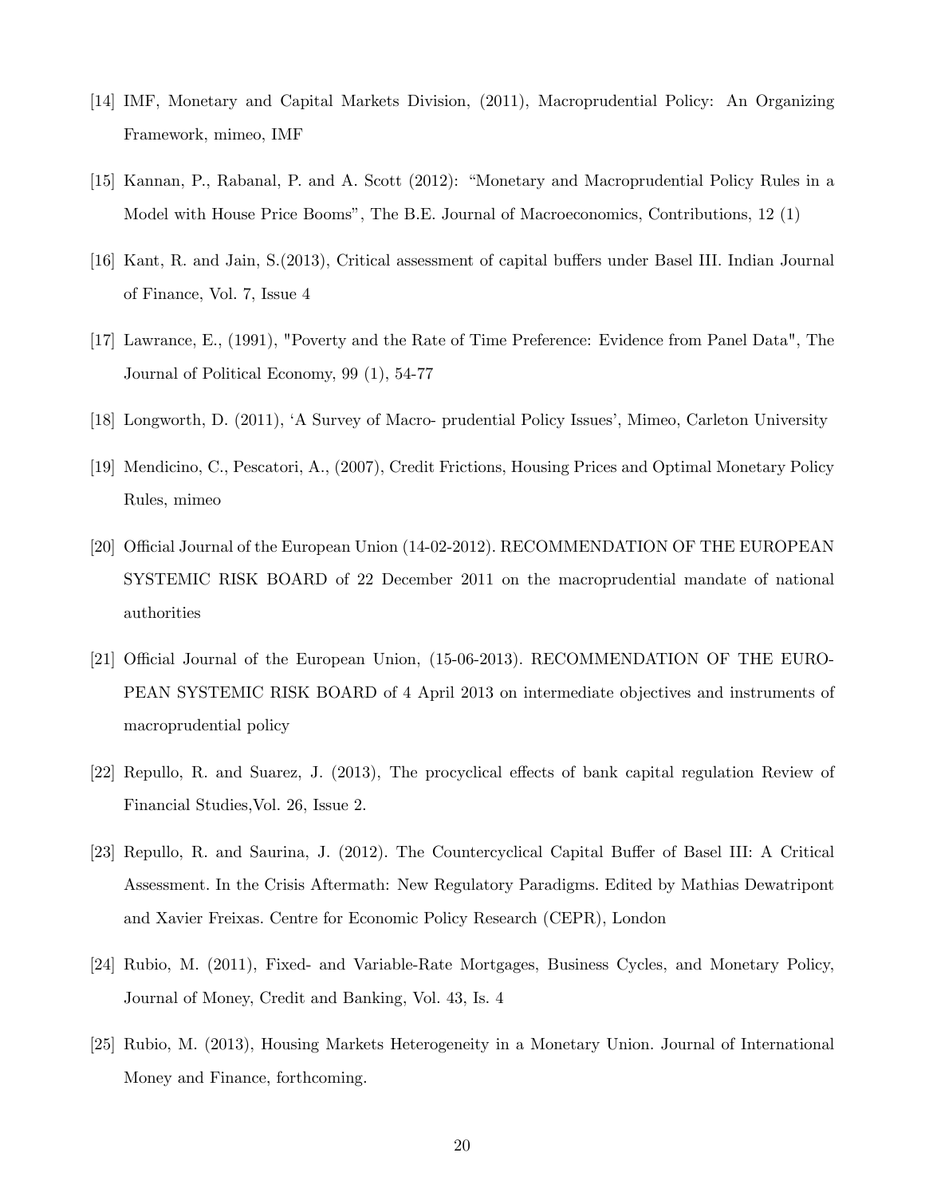[14] IMF, Monetary and Capital Markets Division, (2011), Macroprudential Policy: An Organizing Framework, mimeo, IMF

[15] Kannan, P., Rabanal, P. and A. Scott (2012): "Monetary and Macroprudential Policy Rules in a Model with House Price Booms", The B.E. Journal of Macroeconomics, Contributions, 12 (1)

[16] Kant, R. and Jain, S.(2013), Critical assessment of capital buffers under Basel III. Indian Journal of Finance, Vol. 7, Issue 4

[17] Lawrance, E., (1991), "Poverty and the Rate of Time Preference: Evidence from Panel Data", The Journal of Political Economy, 99 (1), 54-77

[18] Longworth, D. (2011), 'A Survey of Macro- prudential Policy Issues', Mimeo, Carleton University

[19] Mendicino, C., Pescatori, A., (2007), Credit Frictions, Housing Prices and Optimal Monetary Policy Rules, mimeo

[20] Official Journal of the European Union (14-02-2012). RECOMMENDATION OF THE EUROPEAN SYSTEMIC RISK BOARD of 22 December 2011 on the macroprudential mandate of national authorities

[21] Official Journal of the European Union, (15-06-2013). RECOMMENDATION OF THE EUROPEAN SYSTEMIC RISK BOARD of 4 April 2013 on intermediate objectives and instruments of macroprudential policy

[22] Repullo, R. and Suarez, J. (2013), The procyclical effects of bank capital regulation Review of Financial Studies,Vol. 26, Issue 2.

[23] Repullo, R. and Saurina, J. (2012). The Countercyclical Capital Buffer of Basel III: A Critical Assessment. In the Crisis Aftermath: New Regulatory Paradigms. Edited by Mathias Dewatripont and Xavier Freixas. Centre for Economic Policy Research (CEPR), London

[24] Rubio, M. (2011), Fixed- and Variable-Rate Mortgages, Business Cycles, and Monetary Policy, Journal of Money, Credit and Banking, Vol. 43, Is. 4

[25] Rubio, M. (2013), Housing Markets Heterogeneity in a Monetary Union. Journal of International Money and Finance, forthcoming.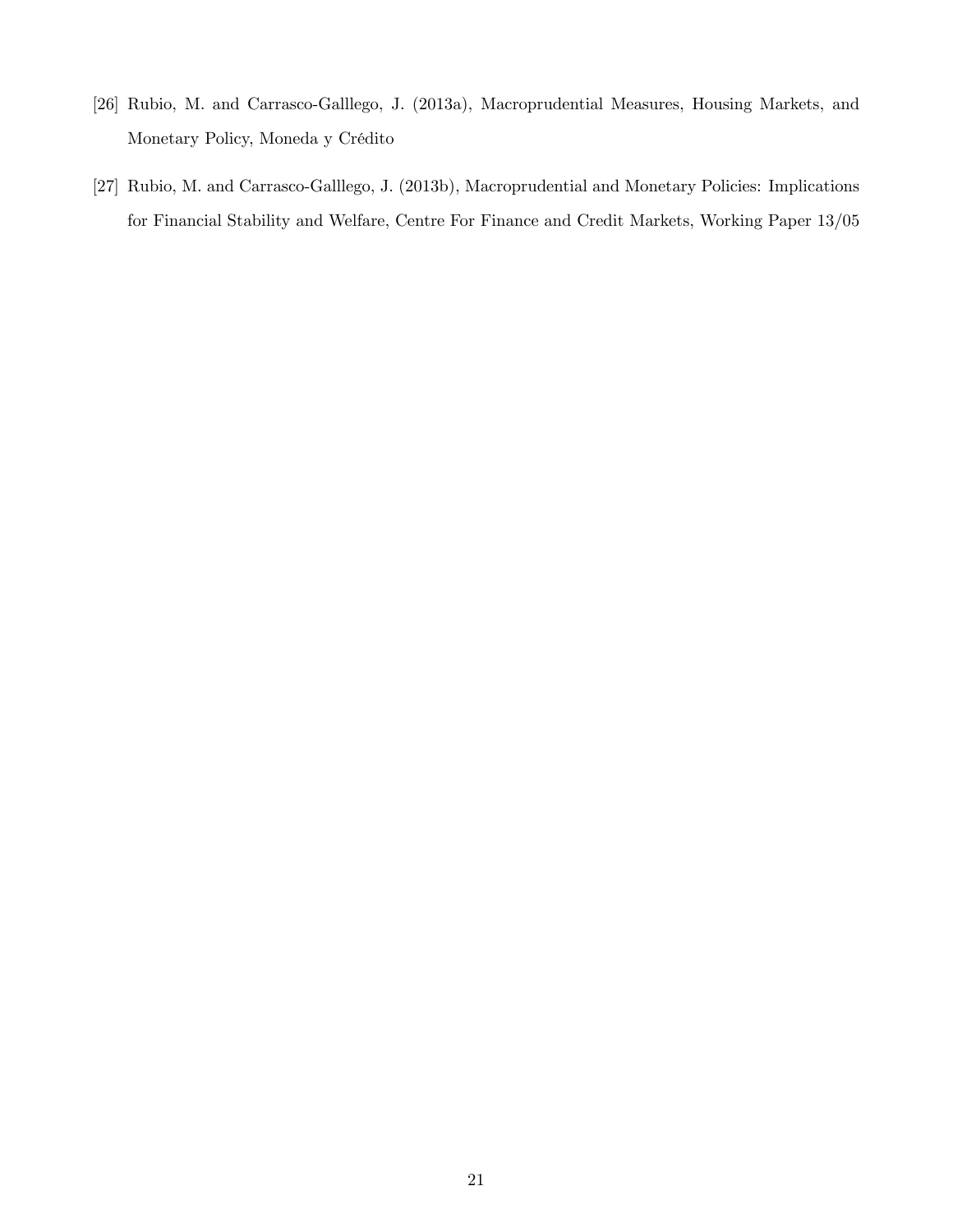[26] Rubio, M. and Carrasco-Galllego, J. (2013a), Macroprudential Measures, Housing Markets, and Monetary Policy, Moneda y Crédito

[27] Rubio, M. and Carrasco-Galllego, J. (2013b), Macroprudential and Monetary Policies: Implications for Financial Stability and Welfare, Centre For Finance and Credit Markets, Working Paper 13/05